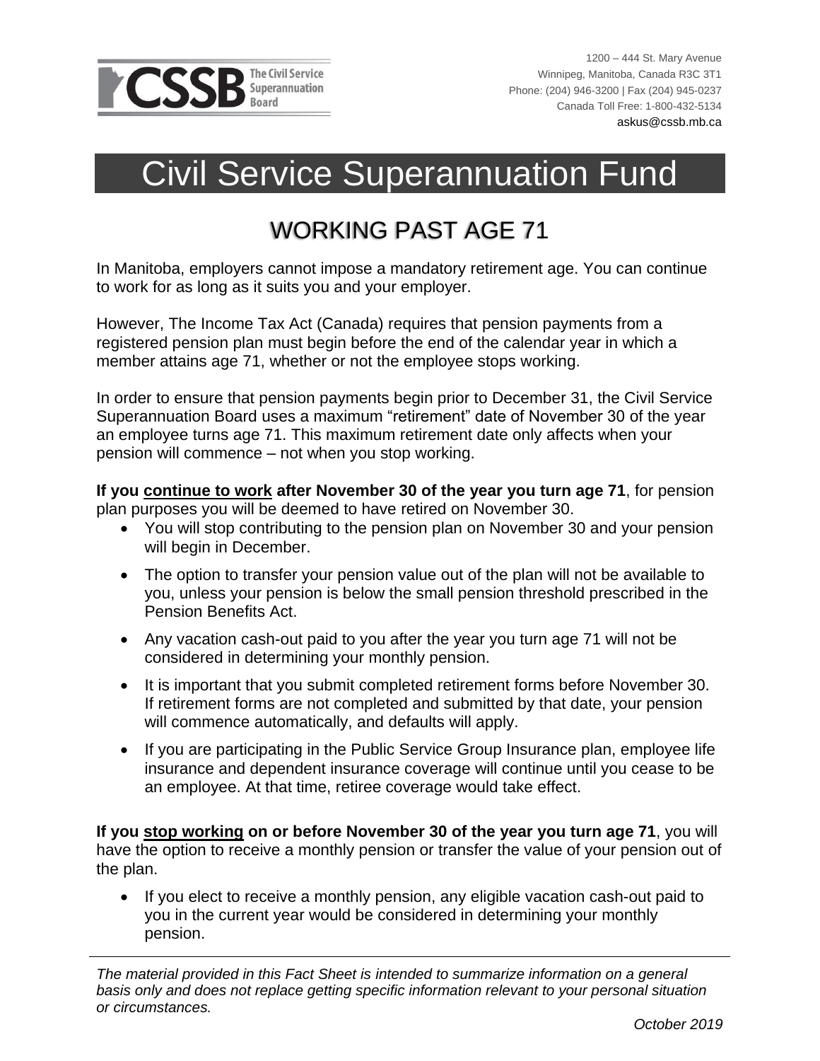CSSB The Civil Service Superannuation Board

1200 – 444 St. Mary Avenue
Winnipeg, Manitoba, Canada R3C 3T1
Phone: (204) 946-3200 | Fax (204) 945-0237
Canada Toll Free: 1-800-432-5134
askus@cssb.mb.ca

# Civil Service Superannuation Fund

## WORKING PAST AGE 71

In Manitoba, employers cannot impose a mandatory retirement age. You can continue to work for as long as it suits you and your employer.

However, The Income Tax Act (Canada) requires that pension payments from a registered pension plan must begin before the end of the calendar year in which a member attains age 71, whether or not the employee stops working.

In order to ensure that pension payments begin prior to December 31, the Civil Service Superannuation Board uses a maximum "retirement" date of November 30 of the year an employee turns age 71. This maximum retirement date only affects when your pension will commence – not when you stop working.

**If you continue to work after November 30 of the year you turn age 71**, for pension plan purposes you will be deemed to have retired on November 30.

- You will stop contributing to the pension plan on November 30 and your pension will begin in December.
- The option to transfer your pension value out of the plan will not be available to you, unless your pension is below the small pension threshold prescribed in the Pension Benefits Act.
- Any vacation cash-out paid to you after the year you turn age 71 will not be considered in determining your monthly pension.
- It is important that you submit completed retirement forms before November 30. If retirement forms are not completed and submitted by that date, your pension will commence automatically, and defaults will apply.
- If you are participating in the Public Service Group Insurance plan, employee life insurance and dependent insurance coverage will continue until you cease to be an employee. At that time, retiree coverage would take effect.

**If you stop working on or before November 30 of the year you turn age 71**, you will have the option to receive a monthly pension or transfer the value of your pension out of the plan.

- If you elect to receive a monthly pension, any eligible vacation cash-out paid to you in the current year would be considered in determining your monthly pension.

*The material provided in this Fact Sheet is intended to summarize information on a general basis only and does not replace getting specific information relevant to your personal situation or circumstances.*

*October 2019*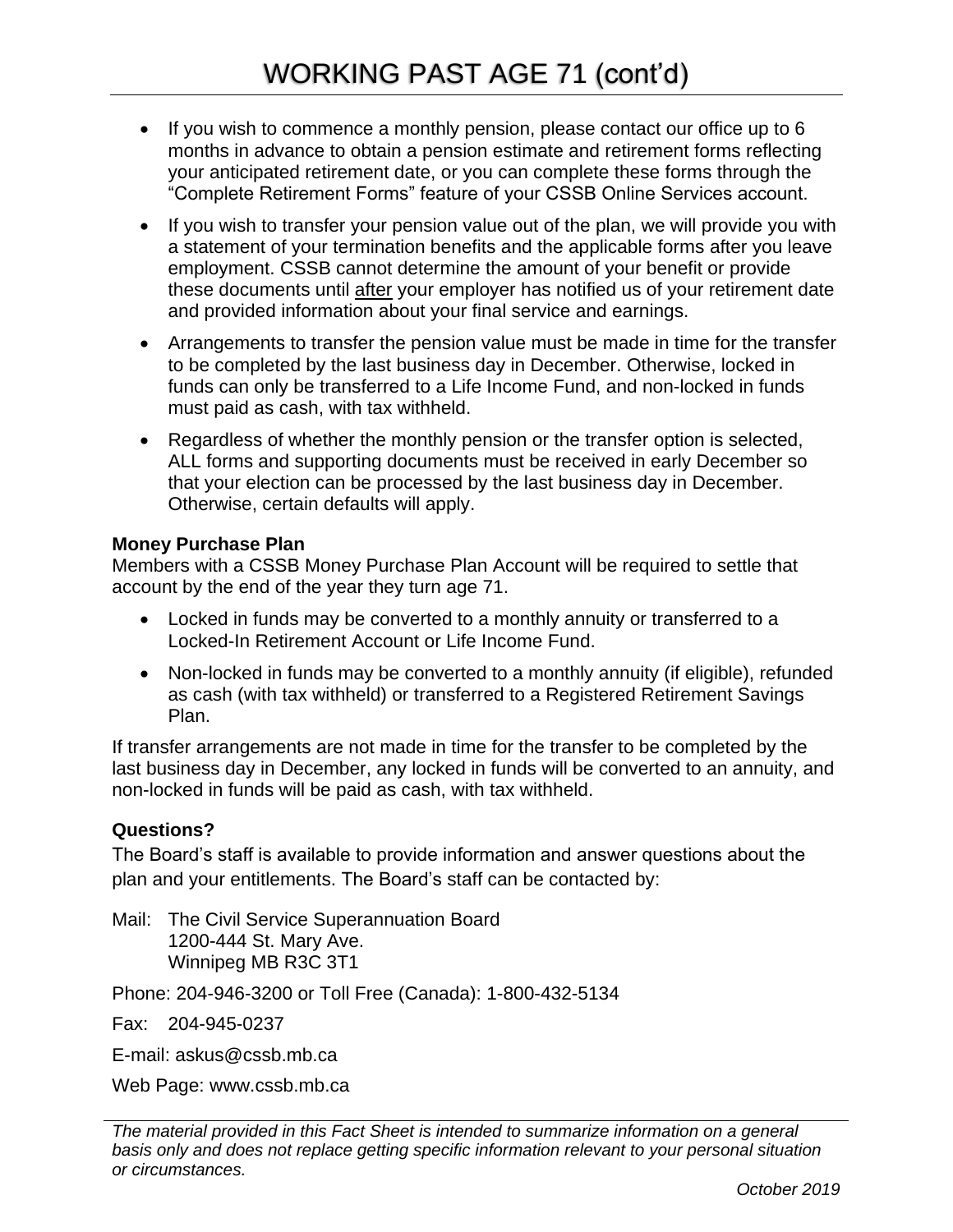# WORKING PAST AGE 71 (cont'd)

- If you wish to commence a monthly pension, please contact our office up to 6 months in advance to obtain a pension estimate and retirement forms reflecting your anticipated retirement date, or you can complete these forms through the "Complete Retirement Forms" feature of your CSSB Online Services account.
- If you wish to transfer your pension value out of the plan, we will provide you with a statement of your termination benefits and the applicable forms after you leave employment. CSSB cannot determine the amount of your benefit or provide these documents until after your employer has notified us of your retirement date and provided information about your final service and earnings.
- Arrangements to transfer the pension value must be made in time for the transfer to be completed by the last business day in December. Otherwise, locked in funds can only be transferred to a Life Income Fund, and non-locked in funds must paid as cash, with tax withheld.
- Regardless of whether the monthly pension or the transfer option is selected, ALL forms and supporting documents must be received in early December so that your election can be processed by the last business day in December. Otherwise, certain defaults will apply.

**Money Purchase Plan**

Members with a CSSB Money Purchase Plan Account will be required to settle that account by the end of the year they turn age 71.

- Locked in funds may be converted to a monthly annuity or transferred to a Locked-In Retirement Account or Life Income Fund.
- Non-locked in funds may be converted to a monthly annuity (if eligible), refunded as cash (with tax withheld) or transferred to a Registered Retirement Savings Plan.

If transfer arrangements are not made in time for the transfer to be completed by the last business day in December, any locked in funds will be converted to an annuity, and non-locked in funds will be paid as cash, with tax withheld.

**Questions?**

The Board's staff is available to provide information and answer questions about the plan and your entitlements. The Board's staff can be contacted by:

Mail: The Civil Service Superannuation Board
1200-444 St. Mary Ave.
Winnipeg MB R3C 3T1

Phone: 204-946-3200 or Toll Free (Canada): 1-800-432-5134

Fax: 204-945-0237

E-mail: askus@cssb.mb.ca

Web Page: www.cssb.mb.ca

*The material provided in this Fact Sheet is intended to summarize information on a general basis only and does not replace getting specific information relevant to your personal situation or circumstances.*

*October 2019*